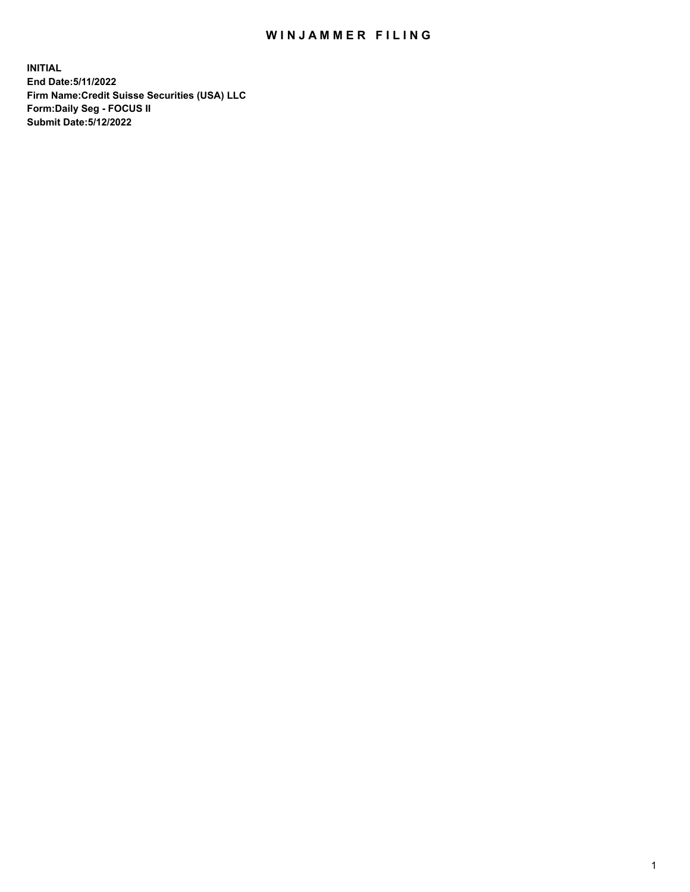# WINJAMMER FILING

**INITIAL**
**End Date:5/11/2022**
**Firm Name:Credit Suisse Securities (USA) LLC**
**Form:Daily Seg - FOCUS II**
**Submit Date:5/12/2022**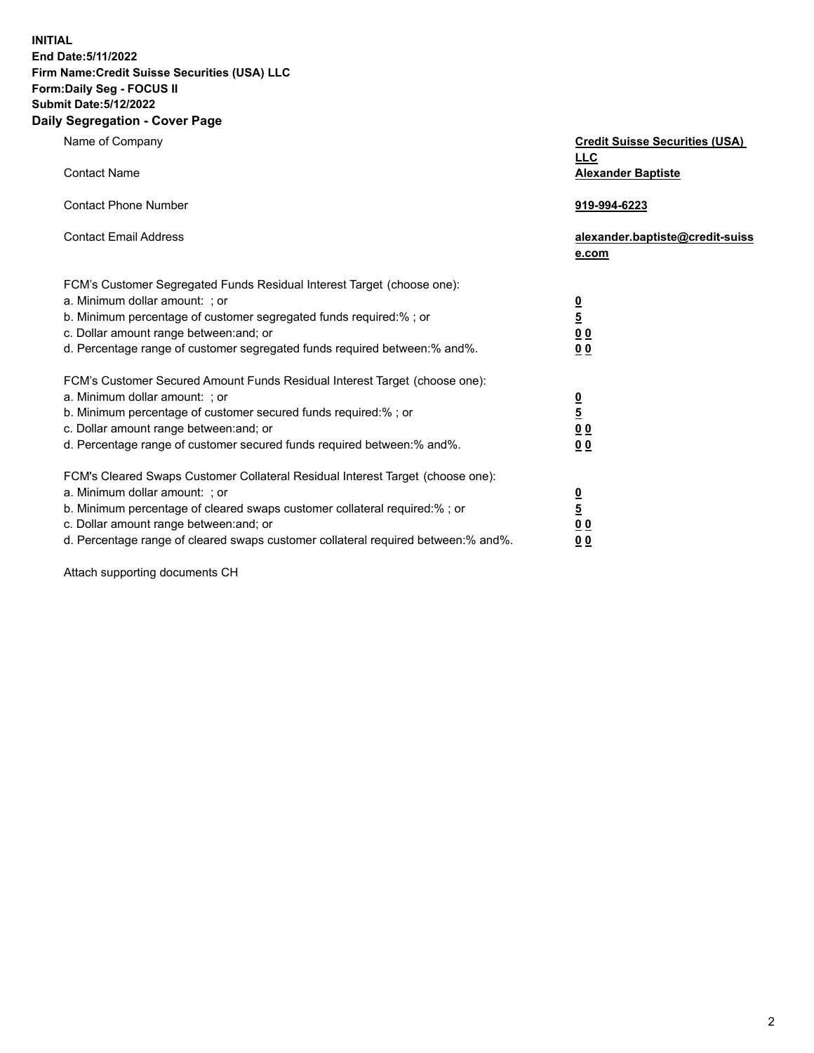**INITIAL**
**End Date:5/11/2022**
**Firm Name:Credit Suisse Securities (USA) LLC**
**Form:Daily Seg - FOCUS II**
**Submit Date:5/12/2022**

## Daily Segregation - Cover Page

| | |
|---|---|
| Name of Company | **Credit Suisse Securities (USA) LLC** |
| Contact Name | **Alexander Baptiste** |
| Contact Phone Number | **919-994-6223** |
| Contact Email Address | **alexander.baptiste@credit-suisse.com** |
| FCM's Customer Segregated Funds Residual Interest Target (choose one): | |
| a. Minimum dollar amount: ; or | **0** |
| b. Minimum percentage of customer segregated funds required:% ; or | **5** |
| c. Dollar amount range between:and; or | **0 0** |
| d. Percentage range of customer segregated funds required between:% and%. | **0 0** |
| FCM's Customer Secured Amount Funds Residual Interest Target (choose one): | |
| a. Minimum dollar amount: ; or | **0** |
| b. Minimum percentage of customer secured funds required:% ; or | **5** |
| c. Dollar amount range between:and; or | **0 0** |
| d. Percentage range of customer secured funds required between:% and%. | **0 0** |
| FCM's Cleared Swaps Customer Collateral Residual Interest Target (choose one): | |
| a. Minimum dollar amount: ; or | **0** |
| b. Minimum percentage of cleared swaps customer collateral required:% ; or | **5** |
| c. Dollar amount range between:and; or | **0 0** |
| d. Percentage range of cleared swaps customer collateral required between:% and%. | **0 0** |

Attach supporting documents CH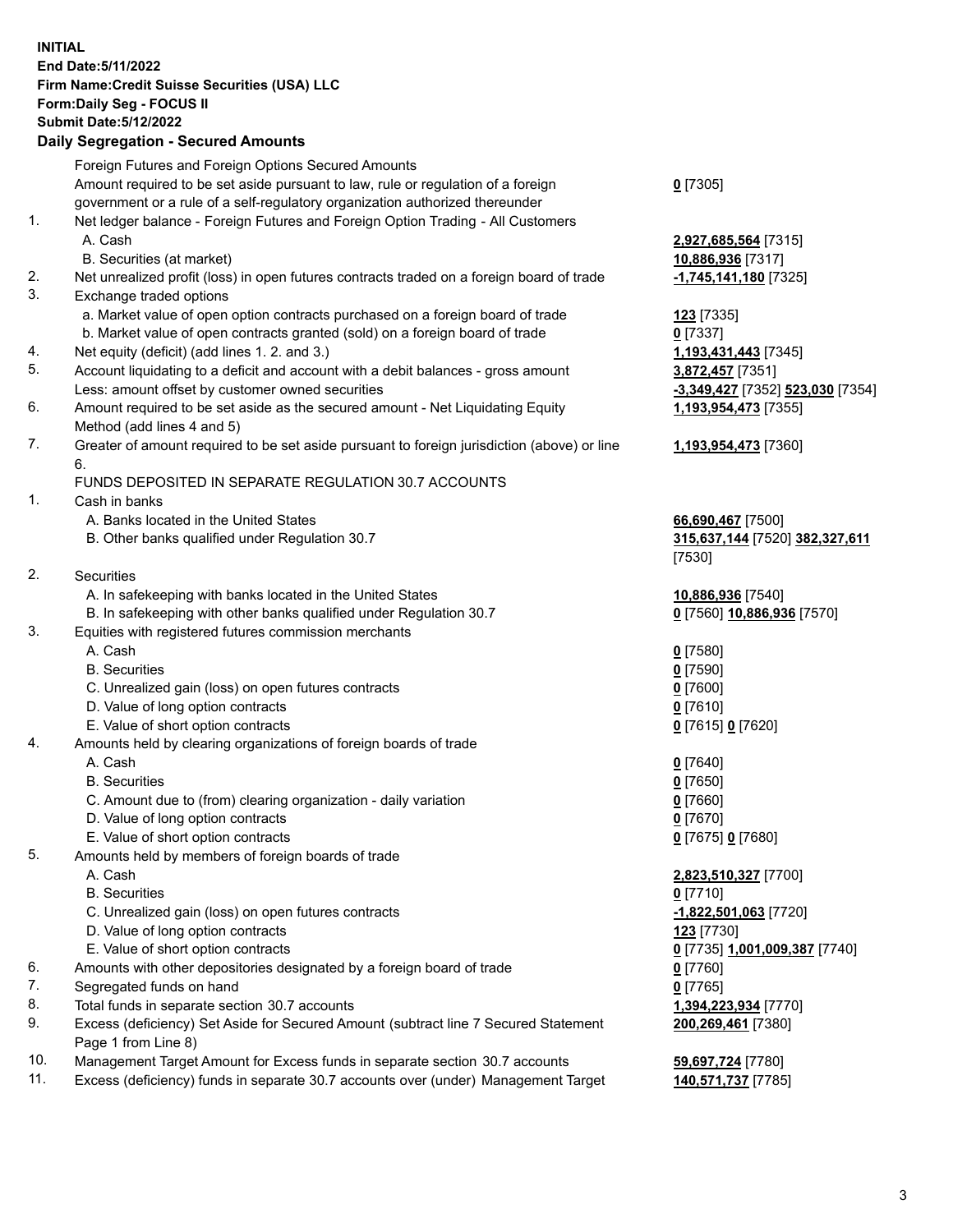**INITIAL**
**End Date:5/11/2022**
**Firm Name:Credit Suisse Securities (USA) LLC**
**Form:Daily Seg - FOCUS II**
**Submit Date:5/12/2022**

## Daily Segregation - Secured Amounts

| | | |
|---|---|---|
| | Foreign Futures and Foreign Options Secured Amounts | |
| | Amount required to be set aside pursuant to law, rule or regulation of a foreign government or a rule of a self-regulatory organization authorized thereunder | **0** [7305] |
| 1. | Net ledger balance - Foreign Futures and Foreign Option Trading - All Customers | |
| | A. Cash | **2,927,685,564** [7315] |
| | B. Securities (at market) | **10,886,936** [7317] |
| 2. | Net unrealized profit (loss) in open futures contracts traded on a foreign board of trade | **-1,745,141,180** [7325] |
| 3. | Exchange traded options | |
| | a. Market value of open option contracts purchased on a foreign board of trade | **123** [7335] |
| | b. Market value of open contracts granted (sold) on a foreign board of trade | **0** [7337] |
| 4. | Net equity (deficit) (add lines 1. 2. and 3.) | **1,193,431,443** [7345] |
| 5. | Account liquidating to a deficit and account with a debit balances - gross amount | **3,872,457** [7351] |
| | Less: amount offset by customer owned securities | **-3,349,427** [7352] **523,030** [7354] |
| 6. | Amount required to be set aside as the secured amount - Net Liquidating Equity Method (add lines 4 and 5) | **1,193,954,473** [7355] |
| 7. | Greater of amount required to be set aside pursuant to foreign jurisdiction (above) or line 6. | **1,193,954,473** [7360] |
| | FUNDS DEPOSITED IN SEPARATE REGULATION 30.7 ACCOUNTS | |
| 1. | Cash in banks | |
| | A. Banks located in the United States | **66,690,467** [7500] |
| | B. Other banks qualified under Regulation 30.7 | **315,637,144** [7520] **382,327,611** [7530] |
| 2. | Securities | |
| | A. In safekeeping with banks located in the United States | **10,886,936** [7540] |
| | B. In safekeeping with other banks qualified under Regulation 30.7 | **0** [7560] **10,886,936** [7570] |
| 3. | Equities with registered futures commission merchants | |
| | A. Cash | **0** [7580] |
| | B. Securities | **0** [7590] |
| | C. Unrealized gain (loss) on open futures contracts | **0** [7600] |
| | D. Value of long option contracts | **0** [7610] |
| | E. Value of short option contracts | **0** [7615] **0** [7620] |
| 4. | Amounts held by clearing organizations of foreign boards of trade | |
| | A. Cash | **0** [7640] |
| | B. Securities | **0** [7650] |
| | C. Amount due to (from) clearing organization - daily variation | **0** [7660] |
| | D. Value of long option contracts | **0** [7670] |
| | E. Value of short option contracts | **0** [7675] **0** [7680] |
| 5. | Amounts held by members of foreign boards of trade | |
| | A. Cash | **2,823,510,327** [7700] |
| | B. Securities | **0** [7710] |
| | C. Unrealized gain (loss) on open futures contracts | **-1,822,501,063** [7720] |
| | D. Value of long option contracts | **123** [7730] |
| | E. Value of short option contracts | **0** [7735] **1,001,009,387** [7740] |
| 6. | Amounts with other depositories designated by a foreign board of trade | **0** [7760] |
| 7. | Segregated funds on hand | **0** [7765] |
| 8. | Total funds in separate section 30.7 accounts | **1,394,223,934** [7770] |
| 9. | Excess (deficiency) Set Aside for Secured Amount (subtract line 7 Secured Statement Page 1 from Line 8) | **200,269,461** [7380] |
| 10. | Management Target Amount for Excess funds in separate section 30.7 accounts | **59,697,724** [7780] |
| 11. | Excess (deficiency) funds in separate 30.7 accounts over (under) Management Target | **140,571,737** [7785] |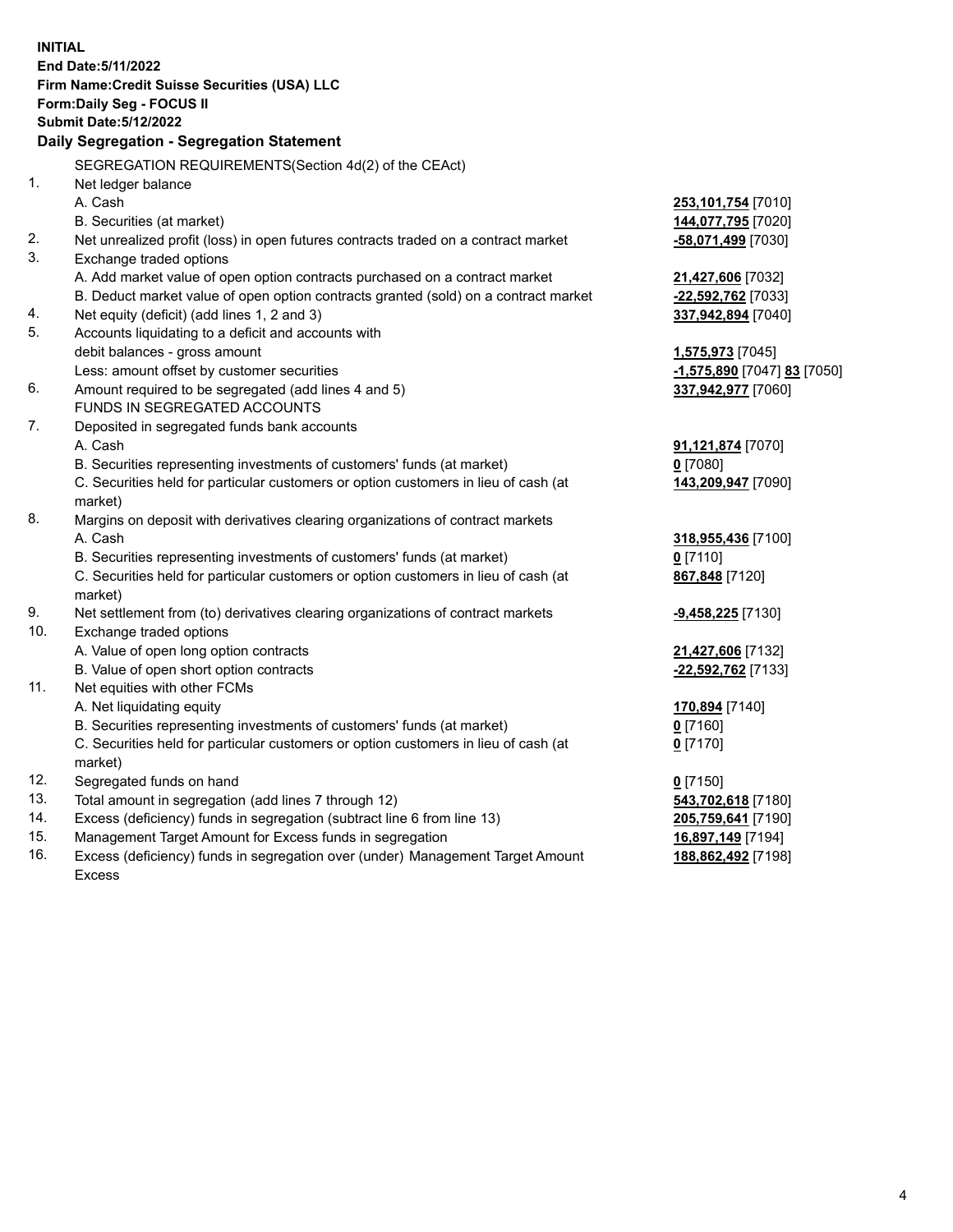**INITIAL**
**End Date:5/11/2022**
**Firm Name:Credit Suisse Securities (USA) LLC**
**Form:Daily Seg - FOCUS II**
**Submit Date:5/12/2022**

### Daily Segregation - Segregation Statement

SEGREGATION REQUIREMENTS(Section 4d(2) of the CEAct)

| | | |
|---|---|---|
| 1. | Net ledger balance | |
| | A. Cash | **253,101,754** [7010] |
| | B. Securities (at market) | **144,077,795** [7020] |
| 2. | Net unrealized profit (loss) in open futures contracts traded on a contract market | **-58,071,499** [7030] |
| 3. | Exchange traded options | |
| | A. Add market value of open option contracts purchased on a contract market | **21,427,606** [7032] |
| | B. Deduct market value of open option contracts granted (sold) on a contract market | **-22,592,762** [7033] |
| 4. | Net equity (deficit) (add lines 1, 2 and 3) | **337,942,894** [7040] |
| 5. | Accounts liquidating to a deficit and accounts with debit balances - gross amount | **1,575,973** [7045] |
| | Less: amount offset by customer securities | **-1,575,890** [7047] **83** [7050] |
| 6. | Amount required to be segregated (add lines 4 and 5) | **337,942,977** [7060] |
| | FUNDS IN SEGREGATED ACCOUNTS | |
| 7. | Deposited in segregated funds bank accounts | |
| | A. Cash | **91,121,874** [7070] |
| | B. Securities representing investments of customers' funds (at market) | **0** [7080] |
| | C. Securities held for particular customers or option customers in lieu of cash (at market) | **143,209,947** [7090] |
| 8. | Margins on deposit with derivatives clearing organizations of contract markets | |
| | A. Cash | **318,955,436** [7100] |
| | B. Securities representing investments of customers' funds (at market) | **0** [7110] |
| | C. Securities held for particular customers or option customers in lieu of cash (at market) | **867,848** [7120] |
| 9. | Net settlement from (to) derivatives clearing organizations of contract markets | **-9,458,225** [7130] |
| 10. | Exchange traded options | |
| | A. Value of open long option contracts | **21,427,606** [7132] |
| | B. Value of open short option contracts | **-22,592,762** [7133] |
| 11. | Net equities with other FCMs | |
| | A. Net liquidating equity | **170,894** [7140] |
| | B. Securities representing investments of customers' funds (at market) | **0** [7160] |
| | C. Securities held for particular customers or option customers in lieu of cash (at market) | **0** [7170] |
| 12. | Segregated funds on hand | **0** [7150] |
| 13. | Total amount in segregation (add lines 7 through 12) | **543,702,618** [7180] |
| 14. | Excess (deficiency) funds in segregation (subtract line 6 from line 13) | **205,759,641** [7190] |
| 15. | Management Target Amount for Excess funds in segregation | **16,897,149** [7194] |
| 16. | Excess (deficiency) funds in segregation over (under) Management Target Amount Excess | **188,862,492** [7198] |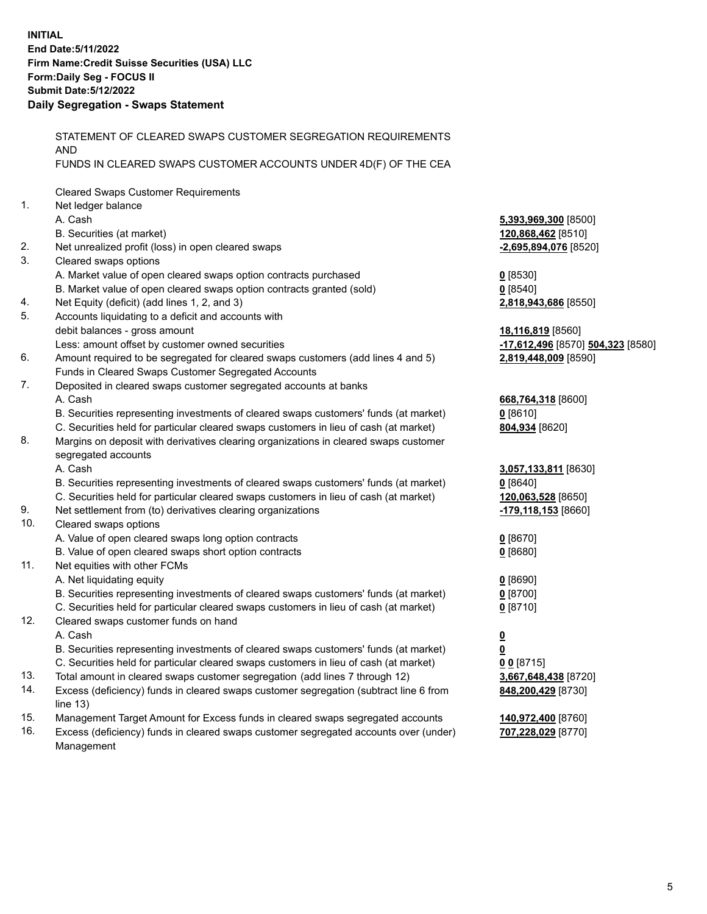**INITIAL**
**End Date:5/11/2022**
**Firm Name:Credit Suisse Securities (USA) LLC**
**Form:Daily Seg - FOCUS II**
**Submit Date:5/12/2022**
**Daily Segregation - Swaps Statement**

STATEMENT OF CLEARED SWAPS CUSTOMER SEGREGATION REQUIREMENTS AND
FUNDS IN CLEARED SWAPS CUSTOMER ACCOUNTS UNDER 4D(F) OF THE CEA

| | | |
|---|---|---|
| | Cleared Swaps Customer Requirements | |
| 1. | Net ledger balance | |
| | A. Cash | **5,393,969,300** [8500] |
| | B. Securities (at market) | **120,868,462** [8510] |
| 2. | Net unrealized profit (loss) in open cleared swaps | **-2,695,894,076** [8520] |
| 3. | Cleared swaps options | |
| | A. Market value of open cleared swaps option contracts purchased | **0** [8530] |
| | B. Market value of open cleared swaps option contracts granted (sold) | **0** [8540] |
| 4. | Net Equity (deficit) (add lines 1, 2, and 3) | **2,818,943,686** [8550] |
| 5. | Accounts liquidating to a deficit and accounts with debit balances - gross amount | **18,116,819** [8560] |
| | Less: amount offset by customer owned securities | **-17,612,496** [8570] **504,323** [8580] |
| 6. | Amount required to be segregated for cleared swaps customers (add lines 4 and 5) | **2,819,448,009** [8590] |
| | Funds in Cleared Swaps Customer Segregated Accounts | |
| 7. | Deposited in cleared swaps customer segregated accounts at banks | |
| | A. Cash | **668,764,318** [8600] |
| | B. Securities representing investments of cleared swaps customers' funds (at market) | **0** [8610] |
| | C. Securities held for particular cleared swaps customers in lieu of cash (at market) | **804,934** [8620] |
| 8. | Margins on deposit with derivatives clearing organizations in cleared swaps customer segregated accounts | |
| | A. Cash | **3,057,133,811** [8630] |
| | B. Securities representing investments of cleared swaps customers' funds (at market) | **0** [8640] |
| | C. Securities held for particular cleared swaps customers in lieu of cash (at market) | **120,063,528** [8650] |
| 9. | Net settlement from (to) derivatives clearing organizations | **-179,118,153** [8660] |
| 10. | Cleared swaps options | |
| | A. Value of open cleared swaps long option contracts | **0** [8670] |
| | B. Value of open cleared swaps short option contracts | **0** [8680] |
| 11. | Net equities with other FCMs | |
| | A. Net liquidating equity | **0** [8690] |
| | B. Securities representing investments of cleared swaps customers' funds (at market) | **0** [8700] |
| | C. Securities held for particular cleared swaps customers in lieu of cash (at market) | **0** [8710] |
| 12. | Cleared swaps customer funds on hand | |
| | A. Cash | **0** |
| | B. Securities representing investments of cleared swaps customers' funds (at market) | **0** |
| | C. Securities held for particular cleared swaps customers in lieu of cash (at market) | **0** **0** [8715] |
| 13. | Total amount in cleared swaps customer segregation (add lines 7 through 12) | **3,667,648,438** [8720] |
| 14. | Excess (deficiency) funds in cleared swaps customer segregation (subtract line 6 from line 13) | **848,200,429** [8730] |
| 15. | Management Target Amount for Excess funds in cleared swaps segregated accounts | **140,972,400** [8760] |
| 16. | Excess (deficiency) funds in cleared swaps customer segregated accounts over (under) Management | **707,228,029** [8770] |